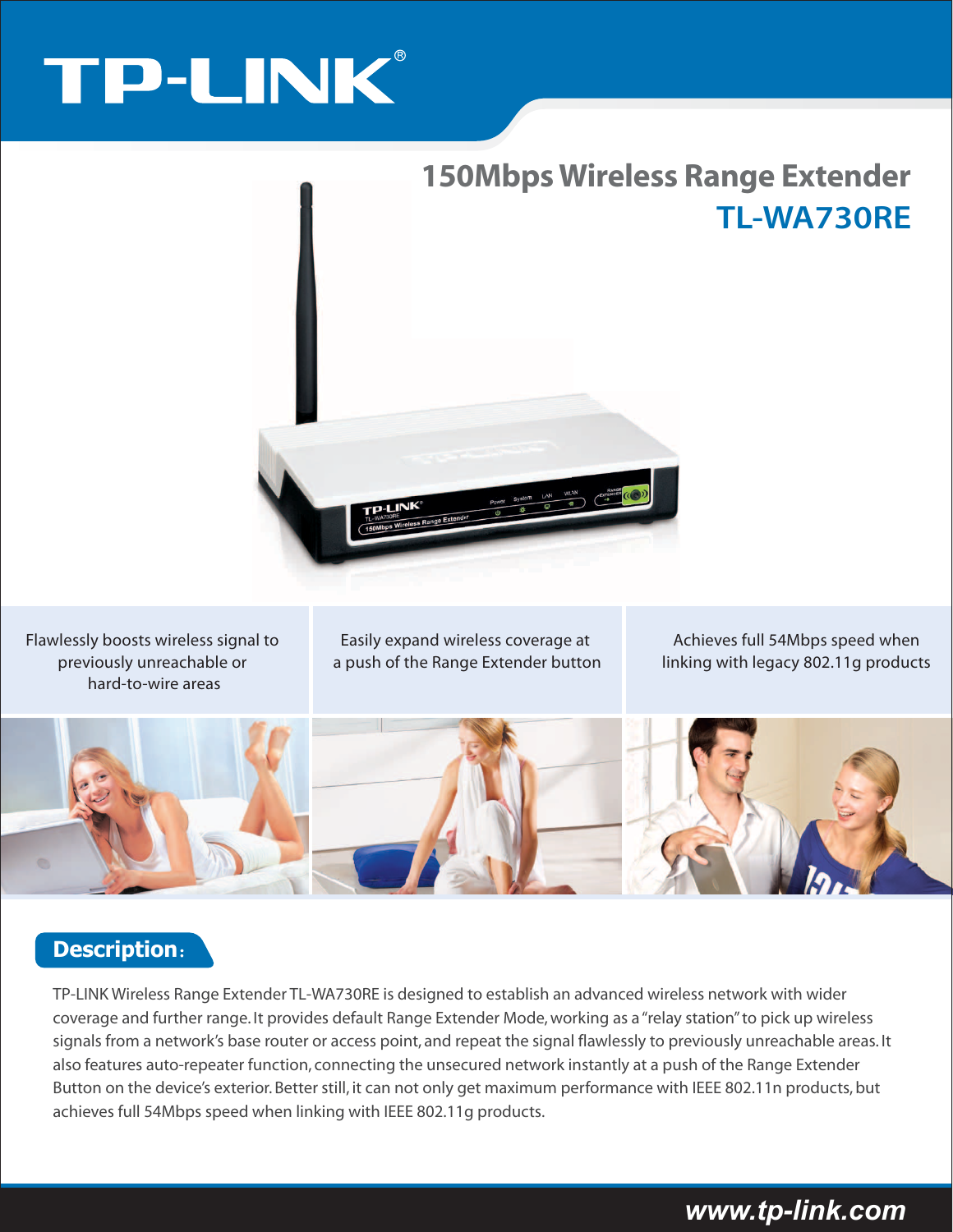TP-LINK®

# 150Mbps Wireless Range Extender

## TL-WA730RE

| Flawlessly boosts wireless signal to previously unreachable or hard-to-wire areas | Easily expand wireless coverage at a push of the Range Extender button | Achieves full 54Mbps speed when linking with legacy 802.11g products |
| --- | --- | --- |

## Description:

TP-LINK Wireless Range Extender TL-WA730RE is designed to establish an advanced wireless network with wider coverage and further range. It provides default Range Extender Mode, working as a "relay station" to pick up wireless signals from a network's base router or access point, and repeat the signal flawlessly to previously unreachable areas. It also features auto-repeater function, connecting the unsecured network instantly at a push of the Range Extender Button on the device's exterior. Better still, it can not only get maximum performance with IEEE 802.11n products, but achieves full 54Mbps speed when linking with IEEE 802.11g products.

www.tp-link.com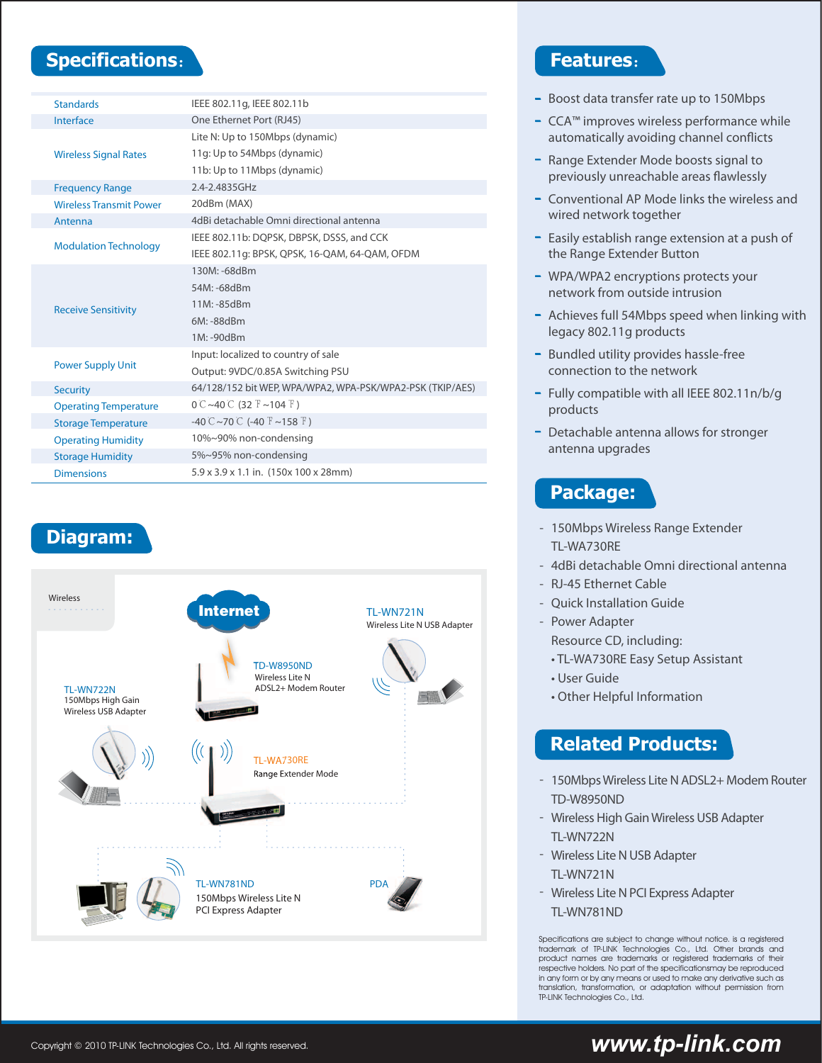## Specifications:

| | |
|---|---|
| Standards | IEEE 802.11g, IEEE 802.11b |
| Interface | One Ethernet Port (RJ45) |
| Wireless Signal Rates | Lite N: Up to 150Mbps (dynamic)<br>11g: Up to 54Mbps (dynamic)<br>11b: Up to 11Mbps (dynamic) |
| Frequency Range | 2.4-2.4835GHz |
| Wireless Transmit Power | 20dBm (MAX) |
| Antenna | 4dBi detachable Omni directional antenna |
| Modulation Technology | IEEE 802.11b: DQPSK, DBPSK, DSSS, and CCK<br>IEEE 802.11g: BPSK, QPSK, 16-QAM, 64-QAM, OFDM |
| Receive Sensitivity | 130M: -68dBm<br>54M: -68dBm<br>11M: -85dBm<br>6M: -88dBm<br>1M: -90dBm |
| Power Supply Unit | Input: localized to country of sale<br>Output: 9VDC/0.85A Switching PSU |
| Security | 64/128/152 bit WEP, WPA/WPA2, WPA-PSK/WPA2-PSK (TKIP/AES) |
| Operating Temperature | 0℃~40℃ (32℉~104℉) |
| Storage Temperature | -40℃~70℃ (-40℉~158℉) |
| Operating Humidity | 10%~90% non-condensing |
| Storage Humidity | 5%~95% non-condensing |
| Dimensions | 5.9 x 3.9 x 1.1 in. (150x 100 x 28mm) |

## Diagram:

Wireless

Internet

TD-W8950ND
Wireless Lite N
ADSL2+ Modem Router

TL-WN721N
Wireless Lite N USB Adapter

TL-WN722N
150Mbps High Gain
Wireless USB Adapter

TL-WA730RE
Range Extender Mode

TL-WN781ND
150Mbps Wireless Lite N
PCI Express Adapter

PDA

## Features:

- Boost data transfer rate up to 150Mbps
- CCA™ improves wireless performance while automatically avoiding channel conflicts
- Range Extender Mode boosts signal to previously unreachable areas flawlessly
- Conventional AP Mode links the wireless and wired network together
- Easily establish range extension at a push of the Range Extender Button
- WPA/WPA2 encryptions protects your network from outside intrusion
- Achieves full 54Mbps speed when linking with legacy 802.11g products
- Bundled utility provides hassle-free connection to the network
- Fully compatible with all IEEE 802.11n/b/g products
- Detachable antenna allows for stronger antenna upgrades

## Package:

- 150Mbps Wireless Range Extender TL-WA730RE
- 4dBi detachable Omni directional antenna
- RJ-45 Ethernet Cable
- Quick Installation Guide
- Power Adapter
  Resource CD, including:
  - TL-WA730RE Easy Setup Assistant
  - User Guide
  - Other Helpful Information

## Related Products:

- 150Mbps Wireless Lite N ADSL2+ Modem Router TD-W8950ND
- Wireless High Gain Wireless USB Adapter TL-WN722N
- Wireless Lite N USB Adapter TL-WN721N
- Wireless Lite N PCI Express Adapter TL-WN781ND

Specifications are subject to change without notice. is a registered trademark of TP-LINK Technologies Co., Ltd. Other brands and product names are trademarks or registered trademarks of their respective holders. No part of the specificationsmay be reproduced in any form or by any means or used to make any derivative such as translation, transformation, or adaptation without permission from TP-LINK Technologies Co., Ltd.

Copyright © 2010 TP-LINK Technologies Co., Ltd. All rights reserved.

www.tp-link.com